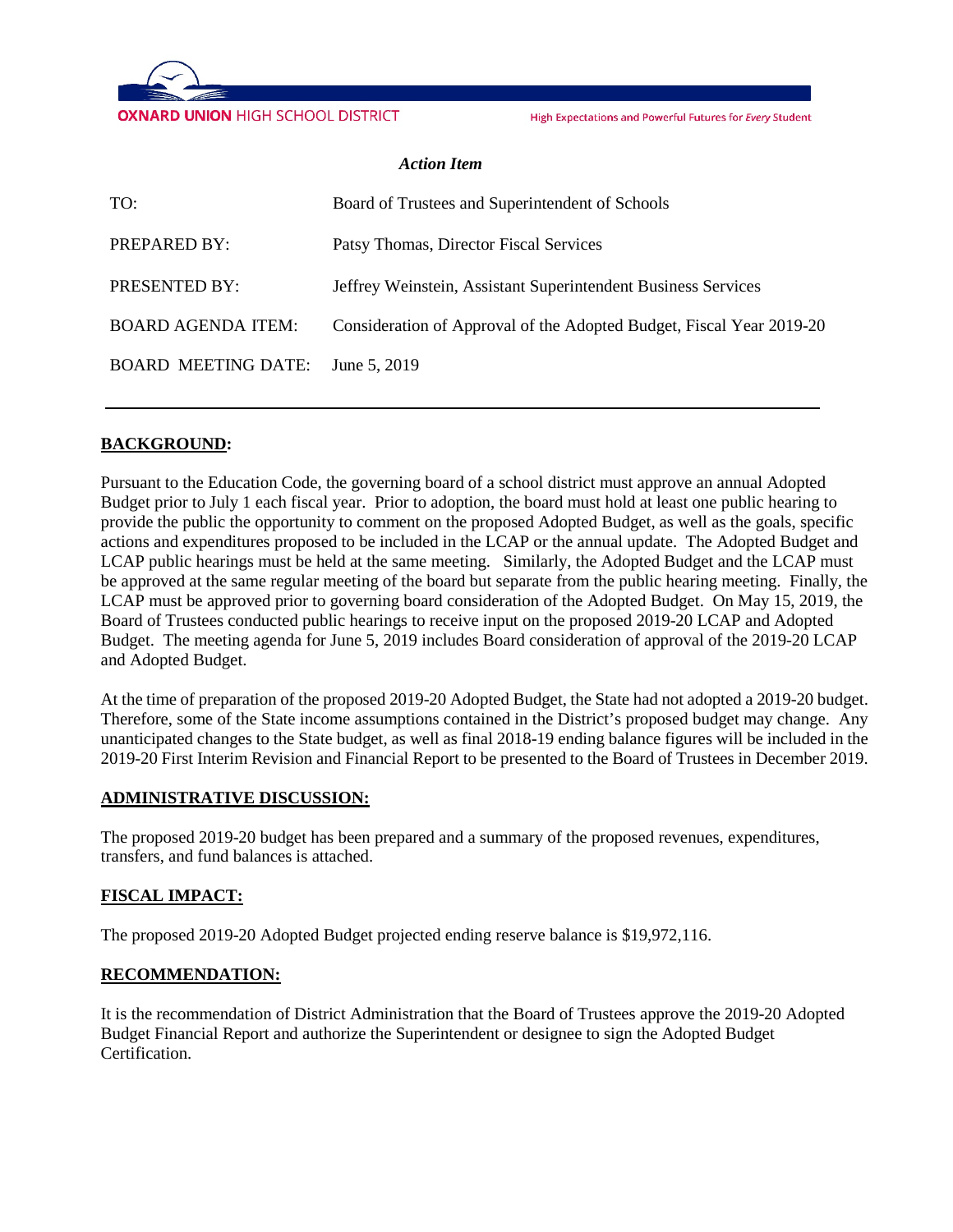**OXNARD UNION** HIGH SCHOOL DISTRICT

High Expectations and Powerful Futures for *Every* Student

***Action Item***

| | |
|---|---|
| TO: | Board of Trustees and Superintendent of Schools |
| PREPARED BY: | Patsy Thomas, Director Fiscal Services |
| PRESENTED BY: | Jeffrey Weinstein, Assistant Superintendent Business Services |
| BOARD AGENDA ITEM: | Consideration of Approval of the Adopted Budget, Fiscal Year 2019-20 |
| BOARD MEETING DATE: | June 5, 2019 |

---

**BACKGROUND:**

Pursuant to the Education Code, the governing board of a school district must approve an annual Adopted Budget prior to July 1 each fiscal year. Prior to adoption, the board must hold at least one public hearing to provide the public the opportunity to comment on the proposed Adopted Budget, as well as the goals, specific actions and expenditures proposed to be included in the LCAP or the annual update. The Adopted Budget and LCAP public hearings must be held at the same meeting. Similarly, the Adopted Budget and the LCAP must be approved at the same regular meeting of the board but separate from the public hearing meeting. Finally, the LCAP must be approved prior to governing board consideration of the Adopted Budget. On May 15, 2019, the Board of Trustees conducted public hearings to receive input on the proposed 2019-20 LCAP and Adopted Budget. The meeting agenda for June 5, 2019 includes Board consideration of approval of the 2019-20 LCAP and Adopted Budget.

At the time of preparation of the proposed 2019-20 Adopted Budget, the State had not adopted a 2019-20 budget. Therefore, some of the State income assumptions contained in the District's proposed budget may change. Any unanticipated changes to the State budget, as well as final 2018-19 ending balance figures will be included in the 2019-20 First Interim Revision and Financial Report to be presented to the Board of Trustees in December 2019.

**ADMINISTRATIVE DISCUSSION:**

The proposed 2019-20 budget has been prepared and a summary of the proposed revenues, expenditures, transfers, and fund balances is attached.

**FISCAL IMPACT:**

The proposed 2019-20 Adopted Budget projected ending reserve balance is $19,972,116.

**RECOMMENDATION:**

It is the recommendation of District Administration that the Board of Trustees approve the 2019-20 Adopted Budget Financial Report and authorize the Superintendent or designee to sign the Adopted Budget Certification.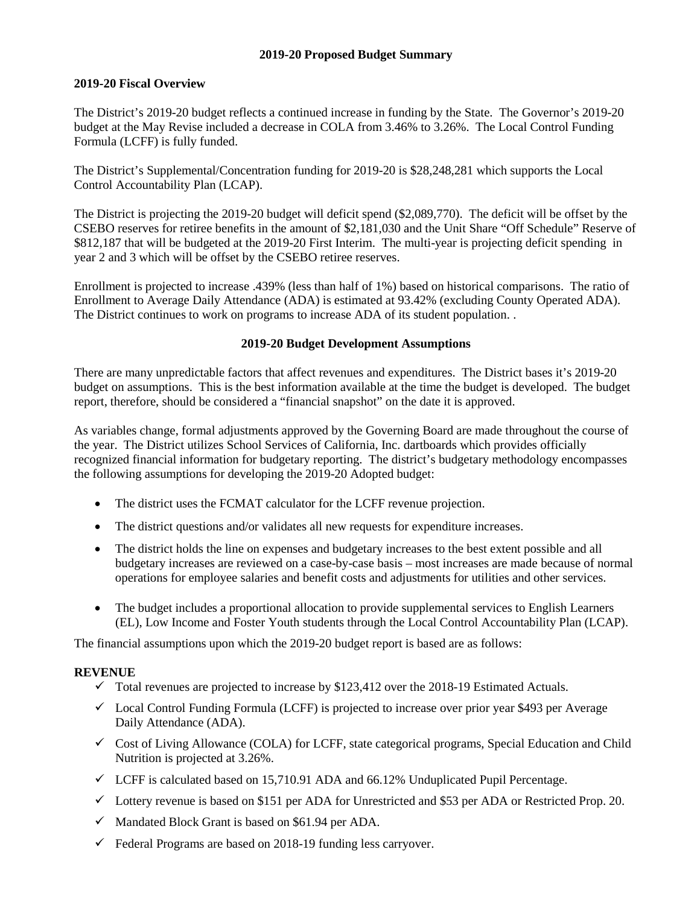# 2019-20 Proposed Budget Summary

## 2019-20 Fiscal Overview

The District's 2019-20 budget reflects a continued increase in funding by the State. The Governor's 2019-20 budget at the May Revise included a decrease in COLA from 3.46% to 3.26%. The Local Control Funding Formula (LCFF) is fully funded.

The District's Supplemental/Concentration funding for 2019-20 is $28,248,281 which supports the Local Control Accountability Plan (LCAP).

The District is projecting the 2019-20 budget will deficit spend ($2,089,770). The deficit will be offset by the CSEBO reserves for retiree benefits in the amount of $2,181,030 and the Unit Share "Off Schedule" Reserve of $812,187 that will be budgeted at the 2019-20 First Interim. The multi-year is projecting deficit spending in year 2 and 3 which will be offset by the CSEBO retiree reserves.

Enrollment is projected to increase .439% (less than half of 1%) based on historical comparisons. The ratio of Enrollment to Average Daily Attendance (ADA) is estimated at 93.42% (excluding County Operated ADA). The District continues to work on programs to increase ADA of its student population. .

## 2019-20 Budget Development Assumptions

There are many unpredictable factors that affect revenues and expenditures. The District bases it's 2019-20 budget on assumptions. This is the best information available at the time the budget is developed. The budget report, therefore, should be considered a "financial snapshot" on the date it is approved.

As variables change, formal adjustments approved by the Governing Board are made throughout the course of the year. The District utilizes School Services of California, Inc. dartboards which provides officially recognized financial information for budgetary reporting. The district's budgetary methodology encompasses the following assumptions for developing the 2019-20 Adopted budget:

- The district uses the FCMAT calculator for the LCFF revenue projection.
- The district questions and/or validates all new requests for expenditure increases.
- The district holds the line on expenses and budgetary increases to the best extent possible and all budgetary increases are reviewed on a case-by-case basis – most increases are made because of normal operations for employee salaries and benefit costs and adjustments for utilities and other services.
- The budget includes a proportional allocation to provide supplemental services to English Learners (EL), Low Income and Foster Youth students through the Local Control Accountability Plan (LCAP).

The financial assumptions upon which the 2019-20 budget report is based are as follows:

**REVENUE**

- ✓ Total revenues are projected to increase by $123,412 over the 2018-19 Estimated Actuals.
- ✓ Local Control Funding Formula (LCFF) is projected to increase over prior year $493 per Average Daily Attendance (ADA).
- ✓ Cost of Living Allowance (COLA) for LCFF, state categorical programs, Special Education and Child Nutrition is projected at 3.26%.
- ✓ LCFF is calculated based on 15,710.91 ADA and 66.12% Unduplicated Pupil Percentage.
- ✓ Lottery revenue is based on $151 per ADA for Unrestricted and $53 per ADA or Restricted Prop. 20.
- ✓ Mandated Block Grant is based on $61.94 per ADA.
- ✓ Federal Programs are based on 2018-19 funding less carryover.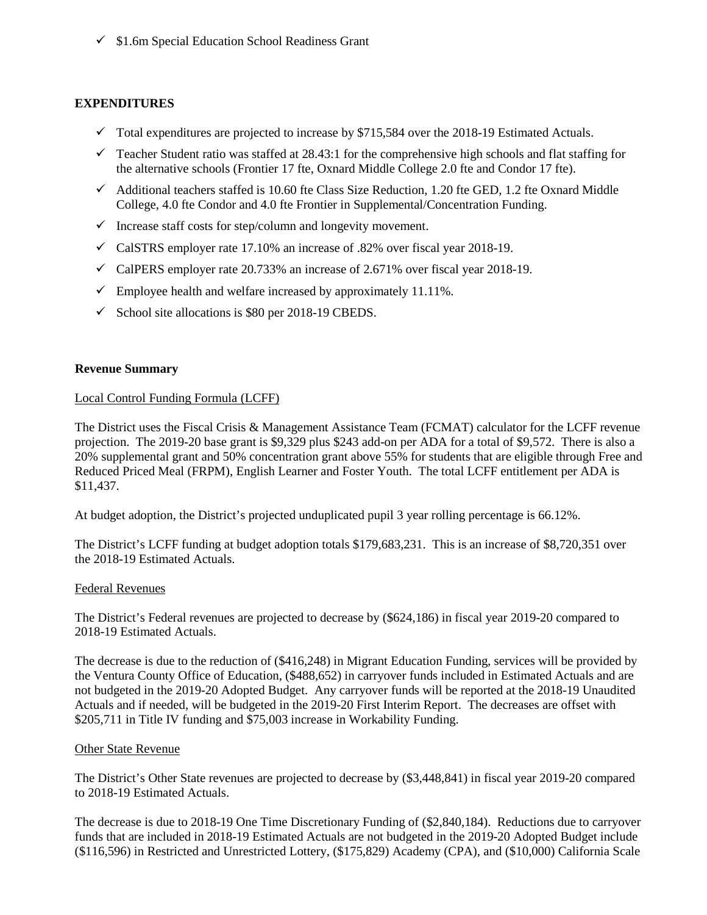- ✓ $1.6m Special Education School Readiness Grant

**EXPENDITURES**

- ✓ Total expenditures are projected to increase by $715,584 over the 2018-19 Estimated Actuals.
- ✓ Teacher Student ratio was staffed at 28.43:1 for the comprehensive high schools and flat staffing for the alternative schools (Frontier 17 fte, Oxnard Middle College 2.0 fte and Condor 17 fte).
- ✓ Additional teachers staffed is 10.60 fte Class Size Reduction, 1.20 fte GED, 1.2 fte Oxnard Middle College, 4.0 fte Condor and 4.0 fte Frontier in Supplemental/Concentration Funding.
- ✓ Increase staff costs for step/column and longevity movement.
- ✓ CalSTRS employer rate 17.10% an increase of .82% over fiscal year 2018-19.
- ✓ CalPERS employer rate 20.733% an increase of 2.671% over fiscal year 2018-19.
- ✓ Employee health and welfare increased by approximately 11.11%.
- ✓ School site allocations is $80 per 2018-19 CBEDS.

**Revenue Summary**

Local Control Funding Formula (LCFF)

The District uses the Fiscal Crisis & Management Assistance Team (FCMAT) calculator for the LCFF revenue projection. The 2019-20 base grant is $9,329 plus $243 add-on per ADA for a total of $9,572. There is also a 20% supplemental grant and 50% concentration grant above 55% for students that are eligible through Free and Reduced Priced Meal (FRPM), English Learner and Foster Youth. The total LCFF entitlement per ADA is $11,437.

At budget adoption, the District's projected unduplicated pupil 3 year rolling percentage is 66.12%.

The District's LCFF funding at budget adoption totals $179,683,231. This is an increase of $8,720,351 over the 2018-19 Estimated Actuals.

Federal Revenues

The District's Federal revenues are projected to decrease by ($624,186) in fiscal year 2019-20 compared to 2018-19 Estimated Actuals.

The decrease is due to the reduction of ($416,248) in Migrant Education Funding, services will be provided by the Ventura County Office of Education, ($488,652) in carryover funds included in Estimated Actuals and are not budgeted in the 2019-20 Adopted Budget. Any carryover funds will be reported at the 2018-19 Unaudited Actuals and if needed, will be budgeted in the 2019-20 First Interim Report. The decreases are offset with $205,711 in Title IV funding and $75,003 increase in Workability Funding.

Other State Revenue

The District's Other State revenues are projected to decrease by ($3,448,841) in fiscal year 2019-20 compared to 2018-19 Estimated Actuals.

The decrease is due to 2018-19 One Time Discretionary Funding of ($2,840,184). Reductions due to carryover funds that are included in 2018-19 Estimated Actuals are not budgeted in the 2019-20 Adopted Budget include ($116,596) in Restricted and Unrestricted Lottery, ($175,829) Academy (CPA), and ($10,000) California Scale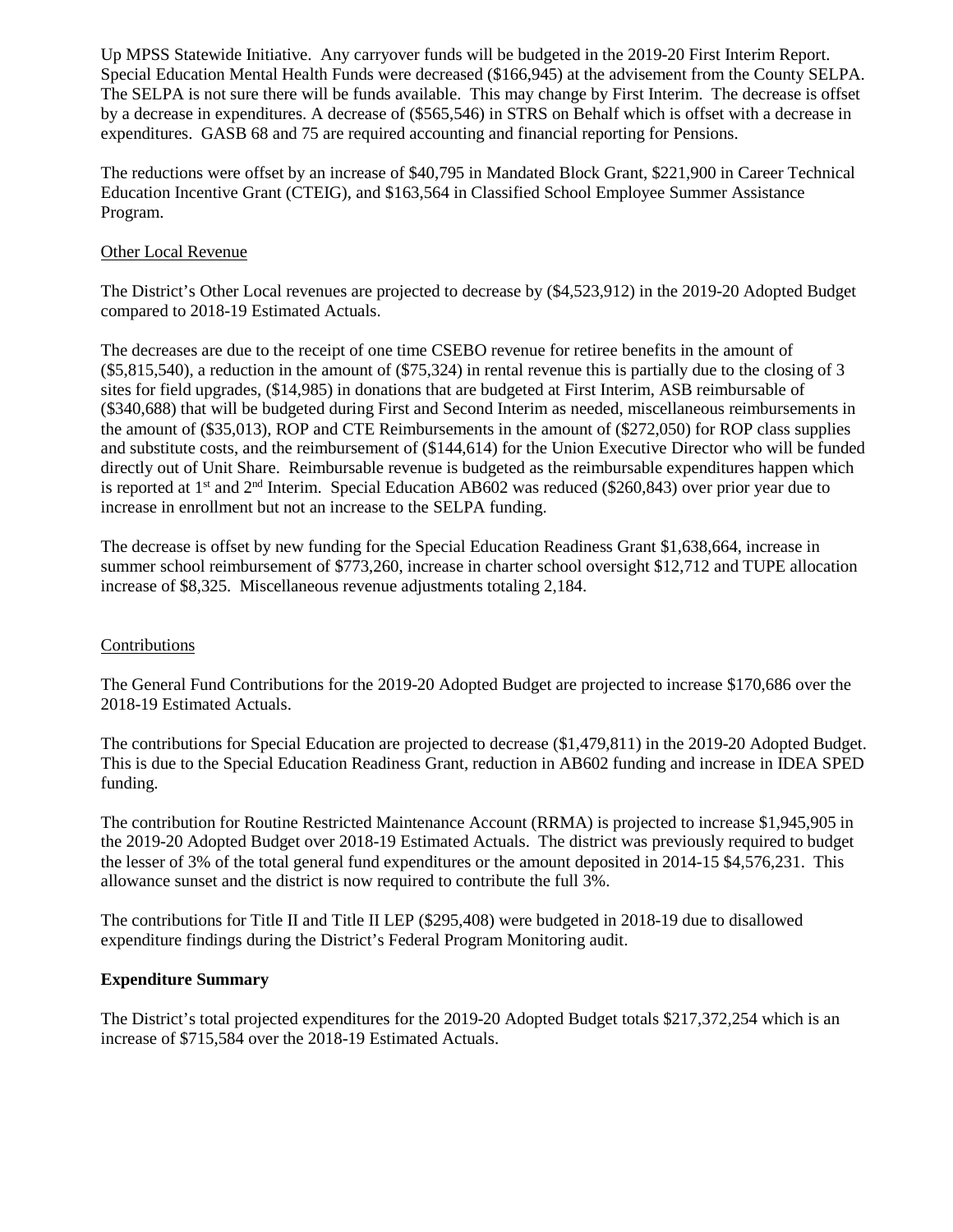Up MPSS Statewide Initiative. Any carryover funds will be budgeted in the 2019-20 First Interim Report. Special Education Mental Health Funds were decreased ($166,945) at the advisement from the County SELPA. The SELPA is not sure there will be funds available. This may change by First Interim. The decrease is offset by a decrease in expenditures. A decrease of ($565,546) in STRS on Behalf which is offset with a decrease in expenditures. GASB 68 and 75 are required accounting and financial reporting for Pensions.

The reductions were offset by an increase of $40,795 in Mandated Block Grant, $221,900 in Career Technical Education Incentive Grant (CTEIG), and $163,564 in Classified School Employee Summer Assistance Program.

Other Local Revenue

The District's Other Local revenues are projected to decrease by ($4,523,912) in the 2019-20 Adopted Budget compared to 2018-19 Estimated Actuals.

The decreases are due to the receipt of one time CSEBO revenue for retiree benefits in the amount of ($5,815,540), a reduction in the amount of ($75,324) in rental revenue this is partially due to the closing of 3 sites for field upgrades, ($14,985) in donations that are budgeted at First Interim, ASB reimbursable of ($340,688) that will be budgeted during First and Second Interim as needed, miscellaneous reimbursements in the amount of ($35,013), ROP and CTE Reimbursements in the amount of ($272,050) for ROP class supplies and substitute costs, and the reimbursement of ($144,614) for the Union Executive Director who will be funded directly out of Unit Share. Reimbursable revenue is budgeted as the reimbursable expenditures happen which is reported at 1st and 2nd Interim. Special Education AB602 was reduced ($260,843) over prior year due to increase in enrollment but not an increase to the SELPA funding.

The decrease is offset by new funding for the Special Education Readiness Grant $1,638,664, increase in summer school reimbursement of $773,260, increase in charter school oversight $12,712 and TUPE allocation increase of $8,325. Miscellaneous revenue adjustments totaling 2,184.

Contributions

The General Fund Contributions for the 2019-20 Adopted Budget are projected to increase $170,686 over the 2018-19 Estimated Actuals.

The contributions for Special Education are projected to decrease ($1,479,811) in the 2019-20 Adopted Budget. This is due to the Special Education Readiness Grant, reduction in AB602 funding and increase in IDEA SPED funding.

The contribution for Routine Restricted Maintenance Account (RRMA) is projected to increase $1,945,905 in the 2019-20 Adopted Budget over 2018-19 Estimated Actuals. The district was previously required to budget the lesser of 3% of the total general fund expenditures or the amount deposited in 2014-15 $4,576,231. This allowance sunset and the district is now required to contribute the full 3%.

The contributions for Title II and Title II LEP ($295,408) were budgeted in 2018-19 due to disallowed expenditure findings during the District's Federal Program Monitoring audit.

**Expenditure Summary**

The District's total projected expenditures for the 2019-20 Adopted Budget totals $217,372,254 which is an increase of $715,584 over the 2018-19 Estimated Actuals.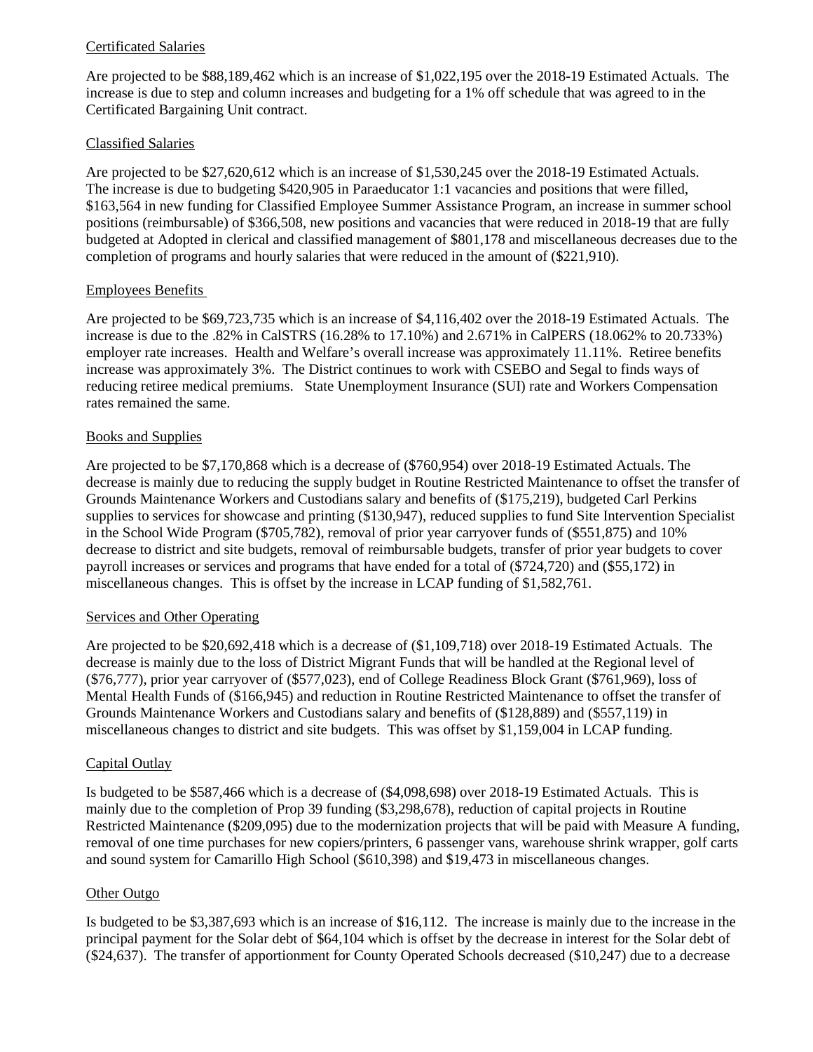Certificated Salaries

Are projected to be $88,189,462 which is an increase of $1,022,195 over the 2018-19 Estimated Actuals. The increase is due to step and column increases and budgeting for a 1% off schedule that was agreed to in the Certificated Bargaining Unit contract.

Classified Salaries

Are projected to be $27,620,612 which is an increase of $1,530,245 over the 2018-19 Estimated Actuals. The increase is due to budgeting $420,905 in Paraeducator 1:1 vacancies and positions that were filled, $163,564 in new funding for Classified Employee Summer Assistance Program, an increase in summer school positions (reimbursable) of $366,508, new positions and vacancies that were reduced in 2018-19 that are fully budgeted at Adopted in clerical and classified management of $801,178 and miscellaneous decreases due to the completion of programs and hourly salaries that were reduced in the amount of ($221,910).

Employees Benefits

Are projected to be $69,723,735 which is an increase of $4,116,402 over the 2018-19 Estimated Actuals. The increase is due to the .82% in CalSTRS (16.28% to 17.10%) and 2.671% in CalPERS (18.062% to 20.733%) employer rate increases. Health and Welfare's overall increase was approximately 11.11%. Retiree benefits increase was approximately 3%. The District continues to work with CSEBO and Segal to finds ways of reducing retiree medical premiums. State Unemployment Insurance (SUI) rate and Workers Compensation rates remained the same.

Books and Supplies

Are projected to be $7,170,868 which is a decrease of ($760,954) over 2018-19 Estimated Actuals. The decrease is mainly due to reducing the supply budget in Routine Restricted Maintenance to offset the transfer of Grounds Maintenance Workers and Custodians salary and benefits of ($175,219), budgeted Carl Perkins supplies to services for showcase and printing ($130,947), reduced supplies to fund Site Intervention Specialist in the School Wide Program ($705,782), removal of prior year carryover funds of ($551,875) and 10% decrease to district and site budgets, removal of reimbursable budgets, transfer of prior year budgets to cover payroll increases or services and programs that have ended for a total of ($724,720) and ($55,172) in miscellaneous changes. This is offset by the increase in LCAP funding of $1,582,761.

Services and Other Operating

Are projected to be $20,692,418 which is a decrease of ($1,109,718) over 2018-19 Estimated Actuals. The decrease is mainly due to the loss of District Migrant Funds that will be handled at the Regional level of ($76,777), prior year carryover of ($577,023), end of College Readiness Block Grant ($761,969), loss of Mental Health Funds of ($166,945) and reduction in Routine Restricted Maintenance to offset the transfer of Grounds Maintenance Workers and Custodians salary and benefits of ($128,889) and ($557,119) in miscellaneous changes to district and site budgets. This was offset by $1,159,004 in LCAP funding.

Capital Outlay

Is budgeted to be $587,466 which is a decrease of ($4,098,698) over 2018-19 Estimated Actuals. This is mainly due to the completion of Prop 39 funding ($3,298,678), reduction of capital projects in Routine Restricted Maintenance ($209,095) due to the modernization projects that will be paid with Measure A funding, removal of one time purchases for new copiers/printers, 6 passenger vans, warehouse shrink wrapper, golf carts and sound system for Camarillo High School ($610,398) and $19,473 in miscellaneous changes.

Other Outgo

Is budgeted to be $3,387,693 which is an increase of $16,112. The increase is mainly due to the increase in the principal payment for the Solar debt of $64,104 which is offset by the decrease in interest for the Solar debt of ($24,637). The transfer of apportionment for County Operated Schools decreased ($10,247) due to a decrease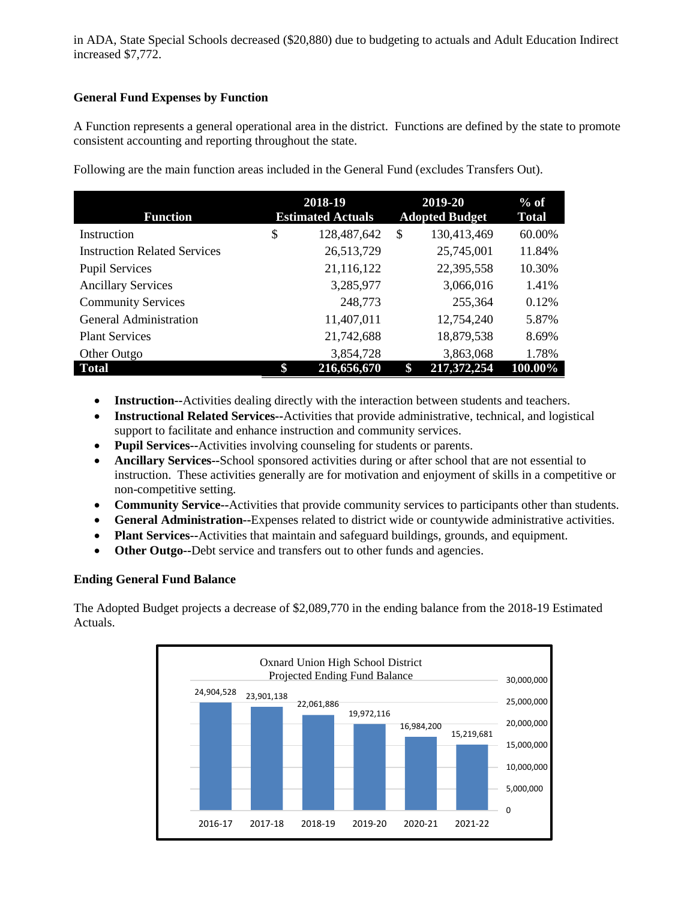in ADA, State Special Schools decreased ($20,880) due to budgeting to actuals and Adult Education Indirect increased $7,772.

**General Fund Expenses by Function**

A Function represents a general operational area in the district. Functions are defined by the state to promote consistent accounting and reporting throughout the state.

Following are the main function areas included in the General Fund (excludes Transfers Out).

| Function | 2018-19 Estimated Actuals | 2019-20 Adopted Budget | % of Total |
|---|---|---|---|
| Instruction | $ 128,487,642 | $ 130,413,469 | 60.00% |
| Instruction Related Services | 26,513,729 | 25,745,001 | 11.84% |
| Pupil Services | 21,116,122 | 22,395,558 | 10.30% |
| Ancillary Services | 3,285,977 | 3,066,016 | 1.41% |
| Community Services | 248,773 | 255,364 | 0.12% |
| General Administration | 11,407,011 | 12,754,240 | 5.87% |
| Plant Services | 21,742,688 | 18,879,538 | 8.69% |
| Other Outgo | 3,854,728 | 3,863,068 | 1.78% |
| **Total** | **$ 216,656,670** | **$ 217,372,254** | **100.00%** |

- **Instruction--**Activities dealing directly with the interaction between students and teachers.
- **Instructional Related Services--**Activities that provide administrative, technical, and logistical support to facilitate and enhance instruction and community services.
- **Pupil Services--**Activities involving counseling for students or parents.
- **Ancillary Services--**School sponsored activities during or after school that are not essential to instruction. These activities generally are for motivation and enjoyment of skills in a competitive or non-competitive setting.
- **Community Service--**Activities that provide community services to participants other than students.
- **General Administration--**Expenses related to district wide or countywide administrative activities.
- **Plant Services--**Activities that maintain and safeguard buildings, grounds, and equipment.
- **Other Outgo--**Debt service and transfers out to other funds and agencies.

**Ending General Fund Balance**

The Adopted Budget projects a decrease of $2,089,770 in the ending balance from the 2018-19 Estimated Actuals.

Oxnard Union High School District
Projected Ending Fund Balance

| Year | Ending Fund Balance |
|---|---|
| 2016-17 | 24,904,528 |
| 2017-18 | 23,901,138 |
| 2018-19 | 22,061,886 |
| 2019-20 | 19,972,116 |
| 2020-21 | 16,984,200 |
| 2021-22 | 15,219,681 |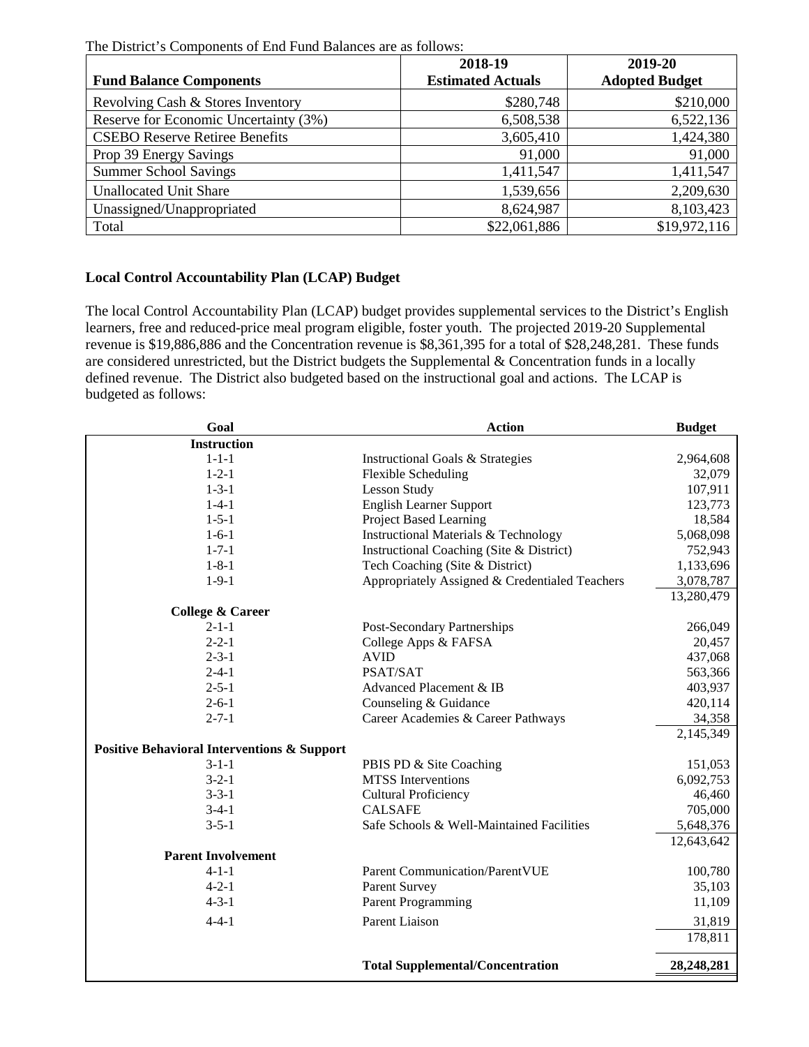The District's Components of End Fund Balances are as follows:

| Fund Balance Components | 2018-19 Estimated Actuals | 2019-20 Adopted Budget |
|---|---|---|
| Revolving Cash & Stores Inventory | $280,748 | $210,000 |
| Reserve for Economic Uncertainty (3%) | 6,508,538 | 6,522,136 |
| CSEBO Reserve Retiree Benefits | 3,605,410 | 1,424,380 |
| Prop 39 Energy Savings | 91,000 | 91,000 |
| Summer School Savings | 1,411,547 | 1,411,547 |
| Unallocated Unit Share | 1,539,656 | 2,209,630 |
| Unassigned/Unappropriated | 8,624,987 | 8,103,423 |
| Total | $22,061,886 | $19,972,116 |

**Local Control Accountability Plan (LCAP) Budget**

The local Control Accountability Plan (LCAP) budget provides supplemental services to the District's English learners, free and reduced-price meal program eligible, foster youth. The projected 2019-20 Supplemental revenue is $19,886,886 and the Concentration revenue is $8,361,395 for a total of $28,248,281. These funds are considered unrestricted, but the District budgets the Supplemental & Concentration funds in a locally defined revenue. The District also budgeted based on the instructional goal and actions. The LCAP is budgeted as follows:

| Goal | Action | Budget |
|---|---|---|
| **Instruction** | | |
| 1-1-1 | Instructional Goals & Strategies | 2,964,608 |
| 1-2-1 | Flexible Scheduling | 32,079 |
| 1-3-1 | Lesson Study | 107,911 |
| 1-4-1 | English Learner Support | 123,773 |
| 1-5-1 | Project Based Learning | 18,584 |
| 1-6-1 | Instructional Materials & Technology | 5,068,098 |
| 1-7-1 | Instructional Coaching (Site & District) | 752,943 |
| 1-8-1 | Tech Coaching (Site & District) | 1,133,696 |
| 1-9-1 | Appropriately Assigned & Credentialed Teachers | 3,078,787 |
| | | 13,280,479 |
| **College & Career** | | |
| 2-1-1 | Post-Secondary Partnerships | 266,049 |
| 2-2-1 | College Apps & FAFSA | 20,457 |
| 2-3-1 | AVID | 437,068 |
| 2-4-1 | PSAT/SAT | 563,366 |
| 2-5-1 | Advanced Placement & IB | 403,937 |
| 2-6-1 | Counseling & Guidance | 420,114 |
| 2-7-1 | Career Academies & Career Pathways | 34,358 |
| | | 2,145,349 |
| **Positive Behavioral Interventions & Support** | | |
| 3-1-1 | PBIS PD & Site Coaching | 151,053 |
| 3-2-1 | MTSS Interventions | 6,092,753 |
| 3-3-1 | Cultural Proficiency | 46,460 |
| 3-4-1 | CALSAFE | 705,000 |
| 3-5-1 | Safe Schools & Well-Maintained Facilities | 5,648,376 |
| | | 12,643,642 |
| **Parent Involvement** | | |
| 4-1-1 | Parent Communication/ParentVUE | 100,780 |
| 4-2-1 | Parent Survey | 35,103 |
| 4-3-1 | Parent Programming | 11,109 |
| 4-4-1 | Parent Liaison | 31,819 |
| | | 178,811 |
| | **Total Supplemental/Concentration** | **28,248,281** |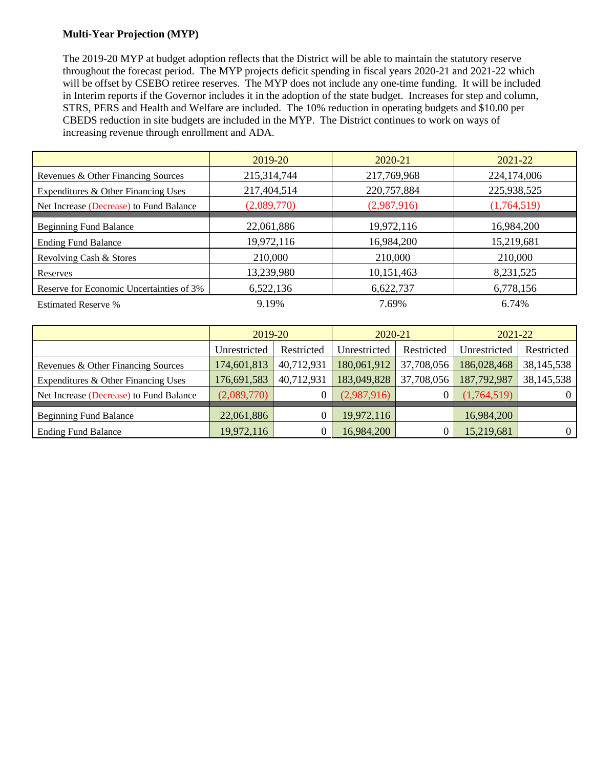**Multi-Year Projection (MYP)**

The 2019-20 MYP at budget adoption reflects that the District will be able to maintain the statutory reserve throughout the forecast period. The MYP projects deficit spending in fiscal years 2020-21 and 2021-22 which will be offset by CSEBO retiree reserves. The MYP does not include any one-time funding. It will be included in Interim reports if the Governor includes it in the adoption of the state budget. Increases for step and column, STRS, PERS and Health and Welfare are included. The 10% reduction in operating budgets and $10.00 per CBEDS reduction in site budgets are included in the MYP. The District continues to work on ways of increasing revenue through enrollment and ADA.

| | 2019-20 | 2020-21 | 2021-22 |
|---|---|---|---|
| Revenues & Other Financing Sources | 215,314,744 | 217,769,968 | 224,174,006 |
| Expenditures & Other Financing Uses | 217,404,514 | 220,757,884 | 225,938,525 |
| Net Increase (Decrease) to Fund Balance | (2,089,770) | (2,987,916) | (1,764,519) |
| Beginning Fund Balance | 22,061,886 | 19,972,116 | 16,984,200 |
| Ending Fund Balance | 19,972,116 | 16,984,200 | 15,219,681 |
| Revolving Cash & Stores | 210,000 | 210,000 | 210,000 |
| Reserves | 13,239,980 | 10,151,463 | 8,231,525 |
| Reserve for Economic Uncertainties of 3% | 6,522,136 | 6,622,737 | 6,778,156 |
| Estimated Reserve % | 9.19% | 7.69% | 6.74% |

| | 2019-20 | | 2020-21 | | 2021-22 | |
|---|---|---|---|---|---|---|
| | Unrestricted | Restricted | Unrestricted | Restricted | Unrestricted | Restricted |
| Revenues & Other Financing Sources | 174,601,813 | 40,712,931 | 180,061,912 | 37,708,056 | 186,028,468 | 38,145,538 |
| Expenditures & Other Financing Uses | 176,691,583 | 40,712,931 | 183,049,828 | 37,708,056 | 187,792,987 | 38,145,538 |
| Net Increase (Decrease) to Fund Balance | (2,089,770) | 0 | (2,987,916) | 0 | (1,764,519) | 0 |
| Beginning Fund Balance | 22,061,886 | 0 | 19,972,116 | | 16,984,200 | |
| Ending Fund Balance | 19,972,116 | 0 | 16,984,200 | 0 | 15,219,681 | 0 |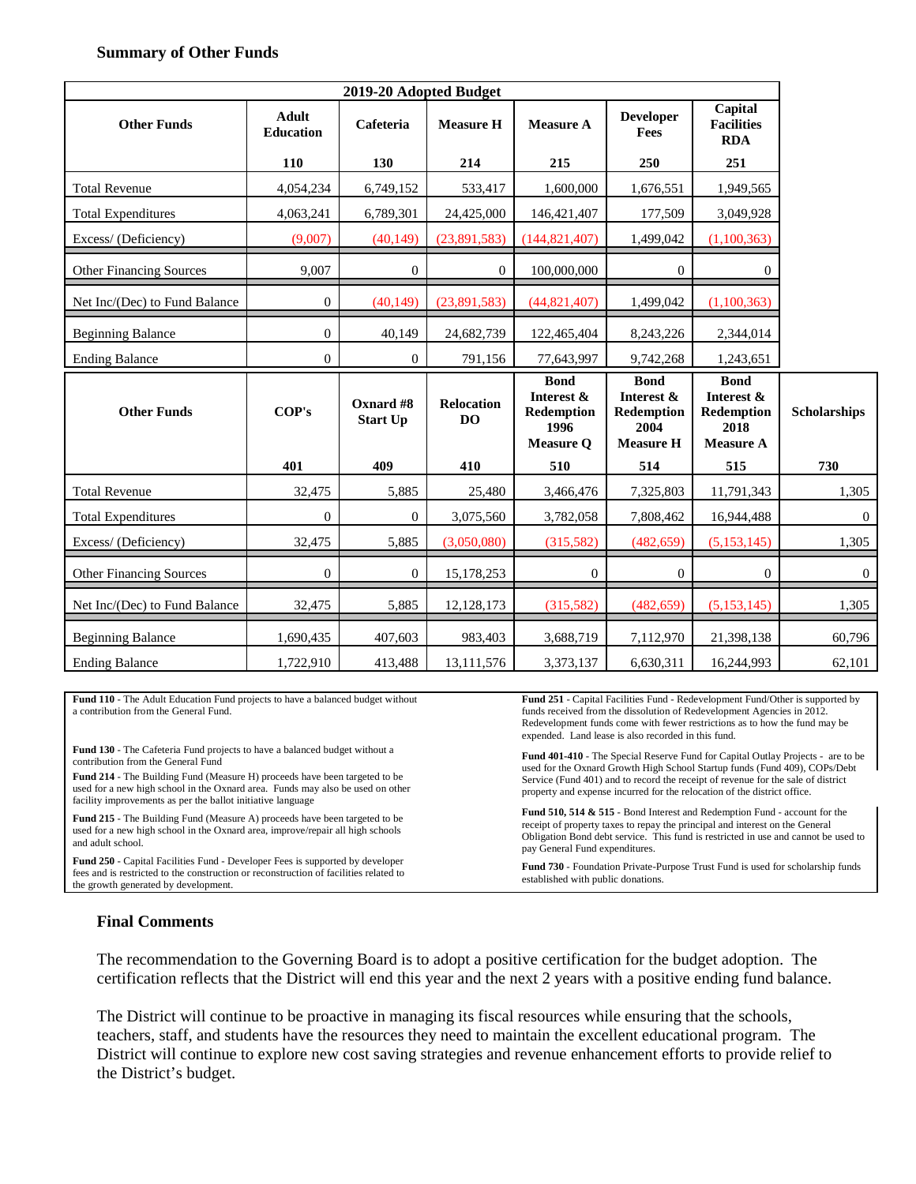## Summary of Other Funds

| 2019-20 Adopted Budget | | | | | | |
|---|---|---|---|---|---|---|
| **Other Funds** | **Adult Education** | **Cafeteria** | **Measure H** | **Measure A** | **Developer Fees** | **Capital Facilities RDA** |
| | **110** | **130** | **214** | **215** | **250** | **251** |
| Total Revenue | 4,054,234 | 6,749,152 | 533,417 | 1,600,000 | 1,676,551 | 1,949,565 |
| Total Expenditures | 4,063,241 | 6,789,301 | 24,425,000 | 146,421,407 | 177,509 | 3,049,928 |
| Excess/ (Deficiency) | (9,007) | (40,149) | (23,891,583) | (144,821,407) | 1,499,042 | (1,100,363) |
| Other Financing Sources | 9,007 | 0 | 0 | 100,000,000 | 0 | 0 |
| Net Inc/(Dec) to Fund Balance | 0 | (40,149) | (23,891,583) | (44,821,407) | 1,499,042 | (1,100,363) |
| Beginning Balance | 0 | 40,149 | 24,682,739 | 122,465,404 | 8,243,226 | 2,344,014 |
| Ending Balance | 0 | 0 | 791,156 | 77,643,997 | 9,742,268 | 1,243,651 |

| **Other Funds** | **COP's** | **Oxnard #8 Start Up** | **Relocation DO** | **Bond Interest & Redemption 1996 Measure Q** | **Bond Interest & Redemption 2004 Measure H** | **Bond Interest & Redemption 2018 Measure A** | **Scholarships** |
|---|---|---|---|---|---|---|---|
| | **401** | **409** | **410** | **510** | **514** | **515** | **730** |
| Total Revenue | 32,475 | 5,885 | 25,480 | 3,466,476 | 7,325,803 | 11,791,343 | 1,305 |
| Total Expenditures | 0 | 0 | 3,075,560 | 3,782,058 | 7,808,462 | 16,944,488 | 0 |
| Excess/ (Deficiency) | 32,475 | 5,885 | (3,050,080) | (315,582) | (482,659) | (5,153,145) | 1,305 |
| Other Financing Sources | 0 | 0 | 15,178,253 | 0 | 0 | 0 | 0 |
| Net Inc/(Dec) to Fund Balance | 32,475 | 5,885 | 12,128,173 | (315,582) | (482,659) | (5,153,145) | 1,305 |
| Beginning Balance | 1,690,435 | 407,603 | 983,403 | 3,688,719 | 7,112,970 | 21,398,138 | 60,796 |
| Ending Balance | 1,722,910 | 413,488 | 13,111,576 | 3,373,137 | 6,630,311 | 16,244,993 | 62,101 |

**Fund 110** - The Adult Education Fund projects to have a balanced budget without a contribution from the General Fund.

**Fund 130** - The Cafeteria Fund projects to have a balanced budget without a contribution from the General Fund

**Fund 214** - The Building Fund (Measure H) proceeds have been targeted to be used for a new high school in the Oxnard area. Funds may also be used on other facility improvements as per the ballot initiative language

**Fund 215** - The Building Fund (Measure A) proceeds have been targeted to be used for a new high school in the Oxnard area, improve/repair all high schools and adult school.

**Fund 250** - Capital Facilities Fund - Developer Fees is supported by developer fees and is restricted to the construction or reconstruction of facilities related to the growth generated by development.

**Fund 251** - Capital Facilities Fund - Redevelopment Fund/Other is supported by funds received from the dissolution of Redevelopment Agencies in 2012. Redevelopment funds come with fewer restrictions as to how the fund may be expended. Land lease is also recorded in this fund.

**Fund 401-410** - The Special Reserve Fund for Capital Outlay Projects - are to be used for the Oxnard Growth High School Startup funds (Fund 409), COPs/Debt Service (Fund 401) and to record the receipt of revenue for the sale of district property and expense incurred for the relocation of the district office.

**Fund 510, 514 & 515** - Bond Interest and Redemption Fund - account for the receipt of property taxes to repay the principal and interest on the General Obligation Bond debt service. This fund is restricted in use and cannot be used to pay General Fund expenditures.

**Fund 730** - Foundation Private-Purpose Trust Fund is used for scholarship funds established with public donations.

## Final Comments

The recommendation to the Governing Board is to adopt a positive certification for the budget adoption. The certification reflects that the District will end this year and the next 2 years with a positive ending fund balance.

The District will continue to be proactive in managing its fiscal resources while ensuring that the schools, teachers, staff, and students have the resources they need to maintain the excellent educational program. The District will continue to explore new cost saving strategies and revenue enhancement efforts to provide relief to the District's budget.